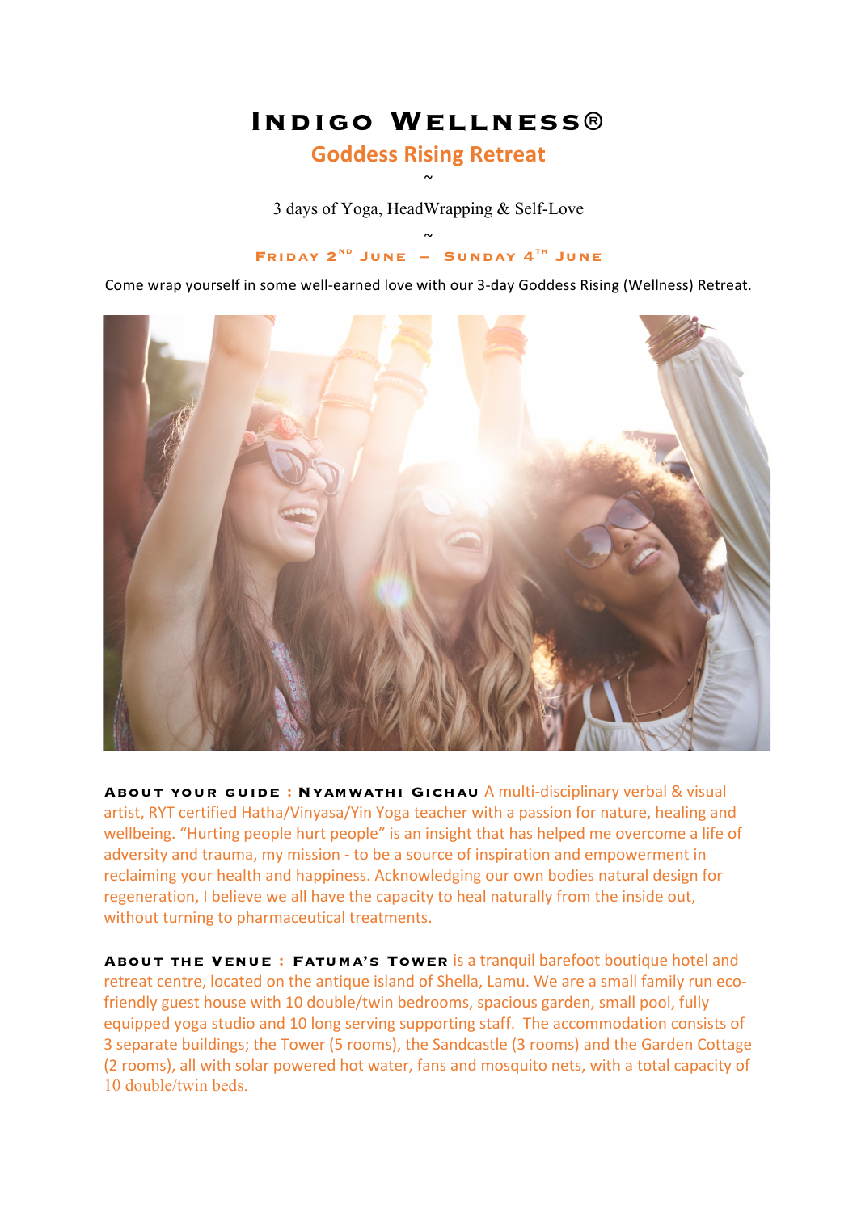# Indigo Wellness®

## Goddess Rising Retreat

~

3 days of Yoga, HeadWrapping & Self-Love

~

**Friday 2nd June – Sunday 4th June**

Come wrap yourself in some well-earned love with our 3-day Goddess Rising (Wellness) Retreat.

**About your guide : Nyamwathi Gichau** A multi-disciplinary verbal & visual artist, RYT certified Hatha/Vinyasa/Yin Yoga teacher with a passion for nature, healing and wellbeing. "Hurting people hurt people" is an insight that has helped me overcome a life of adversity and trauma, my mission - to be a source of inspiration and empowerment in reclaiming your health and happiness. Acknowledging our own bodies natural design for regeneration, I believe we all have the capacity to heal naturally from the inside out, without turning to pharmaceutical treatments.

**About the Venue : Fatuma's Tower** is a tranquil barefoot boutique hotel and retreat centre, located on the antique island of Shella, Lamu. We are a small family run eco-friendly guest house with 10 double/twin bedrooms, spacious garden, small pool, fully equipped yoga studio and 10 long serving supporting staff. The accommodation consists of 3 separate buildings; the Tower (5 rooms), the Sandcastle (3 rooms) and the Garden Cottage (2 rooms), all with solar powered hot water, fans and mosquito nets, with a total capacity of 10 double/twin beds.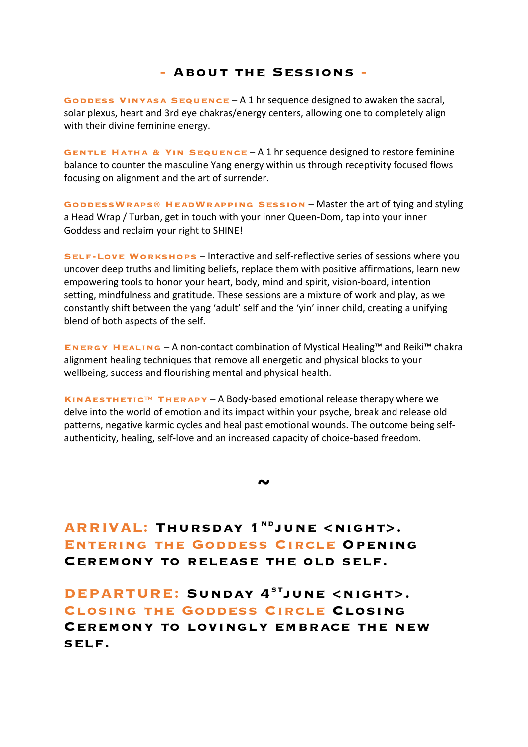## - About the Sessions -

**Goddess Vinyasa Sequence** – A 1 hr sequence designed to awaken the sacral, solar plexus, heart and 3rd eye chakras/energy centers, allowing one to completely align with their divine feminine energy.

**Gentle Hatha & Yin Sequence** – A 1 hr sequence designed to restore feminine balance to counter the masculine Yang energy within us through receptivity focused flows focusing on alignment and the art of surrender.

**GoddessWraps® HeadWrapping Session** – Master the art of tying and styling a Head Wrap / Turban, get in touch with your inner Queen-Dom, tap into your inner Goddess and reclaim your right to SHINE!

**Self-Love Workshops** – Interactive and self-reflective series of sessions where you uncover deep truths and limiting beliefs, replace them with positive affirmations, learn new empowering tools to honor your heart, body, mind and spirit, vision-board, intention setting, mindfulness and gratitude. These sessions are a mixture of work and play, as we constantly shift between the yang 'adult' self and the 'yin' inner child, creating a unifying blend of both aspects of the self.

**Energy Healing** – A non-contact combination of Mystical Healing™ and Reiki™ chakra alignment healing techniques that remove all energetic and physical blocks to your wellbeing, success and flourishing mental and physical health.

**KinAesthetic™ Therapy** – A Body-based emotional release therapy where we delve into the world of emotion and its impact within your psyche, break and release old patterns, negative karmic cycles and heal past emotional wounds. The outcome being self-authenticity, healing, self-love and an increased capacity of choice-based freedom.

~

**ARRIVAL: Thursday 1ND June <night>. Entering the Goddess Circle Opening Ceremony to release the old self.**

**DEPARTURE: Sunday 4ST June <night>. Closing the Goddess Circle Closing Ceremony to lovingly embrace the new self.**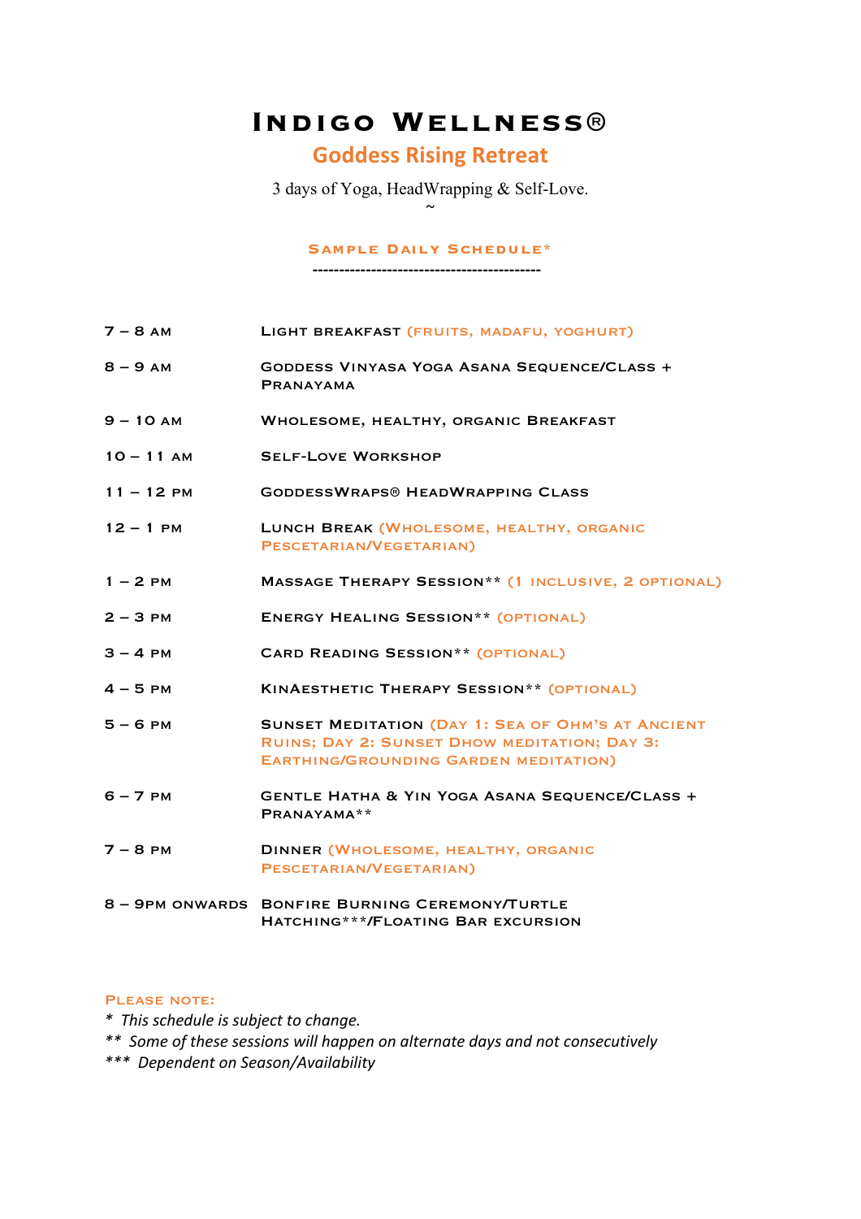# Indigo Wellness®

## Goddess Rising Retreat

3 days of Yoga, HeadWrapping & Self-Love.

~

### Sample Daily Schedule*

-------------------------------------------

| | |
|---|---|
| 7 – 8 AM | Light breakfast (fruits, madafu, yoghurt) |
| 8 – 9 AM | Goddess Vinyasa Yoga Asana Sequence/Class + Pranayama |
| 9 – 10 AM | Wholesome, healthy, organic Breakfast |
| 10 – 11 AM | Self-Love Workshop |
| 11 – 12 PM | GoddessWraps® HeadWrapping Class |
| 12 – 1 PM | Lunch Break (Wholesome, healthy, organic Pescetarian/Vegetarian) |
| 1 – 2 PM | Massage Therapy Session** (1 inclusive, 2 optional) |
| 2 – 3 PM | Energy Healing Session** (optional) |
| 3 – 4 PM | Card Reading Session** (optional) |
| 4 – 5 PM | KinAesthetic Therapy Session** (optional) |
| 5 – 6 PM | Sunset Meditation (Day 1: Sea of Ohm's at Ancient Ruins; Day 2: Sunset Dhow meditation; Day 3: Earthing/Grounding Garden meditation) |
| 6 – 7 PM | Gentle Hatha & Yin Yoga Asana Sequence/Class + Pranayama** |
| 7 – 8 PM | Dinner (Wholesome, healthy, organic Pescetarian/Vegetarian) |
| 8 – 9PM onwards | Bonfire Burning Ceremony/Turtle Hatching***/Floating Bar excursion |

**Please note:**

*\* This schedule is subject to change.*

*\*\* Some of these sessions will happen on alternate days and not consecutively*

*\*\*\* Dependent on Season/Availability*